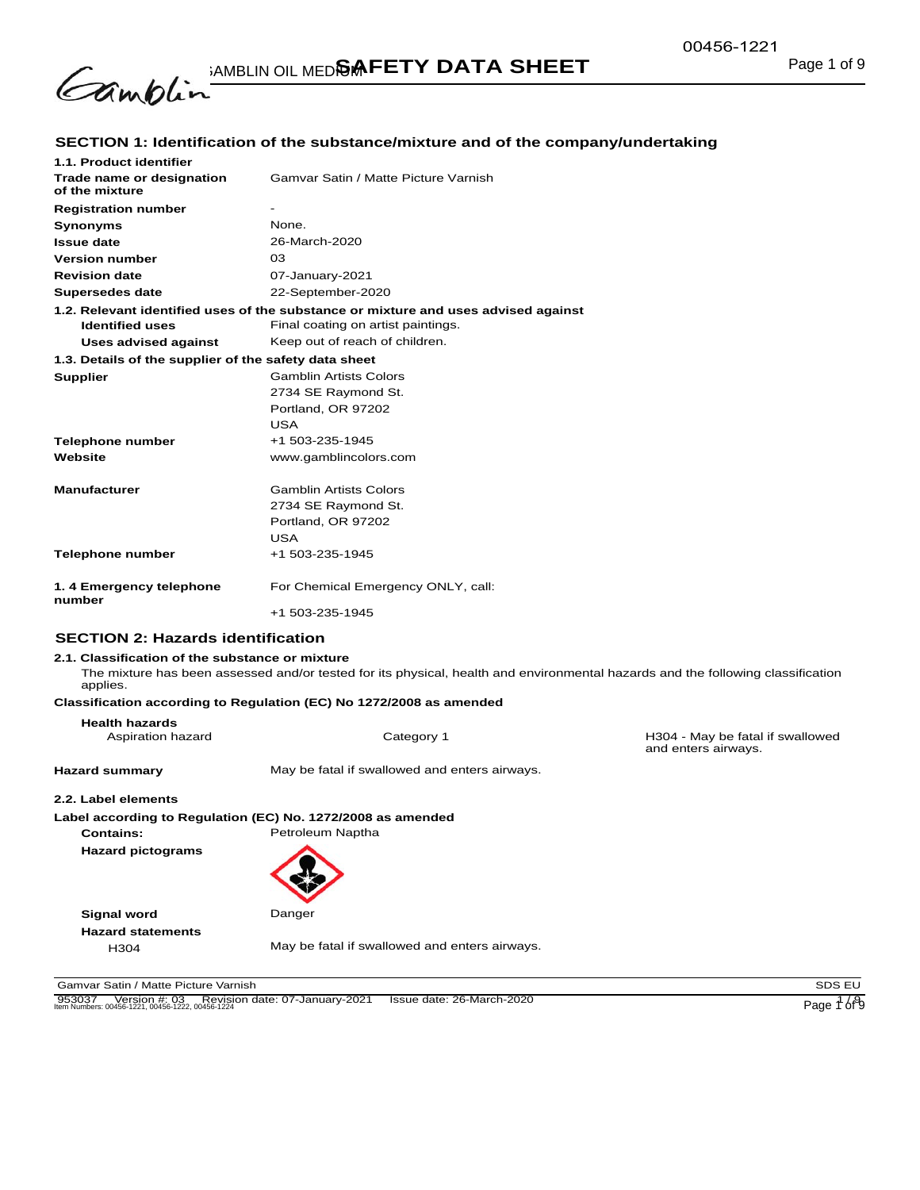# SAFETY DATA SHEET

## SECTION 1: Identification of the substance/mixture and of the company/undertaking

**1.1. Product identifier**

| | |
|---|---|
| **Trade name or designation of the mixture** | Gamvar Satin / Matte Picture Varnish |
| **Registration number** | - |
| **Synonyms** | None. |
| **Issue date** | 26-March-2020 |
| **Version number** | 03 |
| **Revision date** | 07-January-2021 |
| **Supersedes date** | 22-September-2020 |

**1.2. Relevant identified uses of the substance or mixture and uses advised against**

| | |
|---|---|
| **Identified uses** | Final coating on artist paintings. |
| **Uses advised against** | Keep out of reach of children. |

**1.3. Details of the supplier of the safety data sheet**

| | |
|---|---|
| **Supplier** | Gamblin Artists Colors<br>2734 SE Raymond St.<br>Portland, OR 97202<br>USA |
| **Telephone number** | +1 503-235-1945 |
| **Website** | www.gamblincolors.com |
| **Manufacturer** | Gamblin Artists Colors<br>2734 SE Raymond St.<br>Portland, OR 97202<br>USA |
| **Telephone number** | +1 503-235-1945 |
| **1. 4 Emergency telephone number** | For Chemical Emergency ONLY, call:<br>+1 503-235-1945 |

## SECTION 2: Hazards identification

**2.1. Classification of the substance or mixture**

The mixture has been assessed and/or tested for its physical, health and environmental hazards and the following classification applies.

**Classification according to Regulation (EC) No 1272/2008 as amended**

**Health hazards**

| | | |
|---|---|---|
| Aspiration hazard | Category 1 | H304 - May be fatal if swallowed and enters airways. |

**Hazard summary** May be fatal if swallowed and enters airways.

**2.2. Label elements**

**Label according to Regulation (EC) No. 1272/2008 as amended**

| | |
|---|---|
| **Contains:** | Petroleum Naptha |
| **Hazard pictograms** | |
| **Signal word** | Danger |
| **Hazard statements** | |
| H304 | May be fatal if swallowed and enters airways. |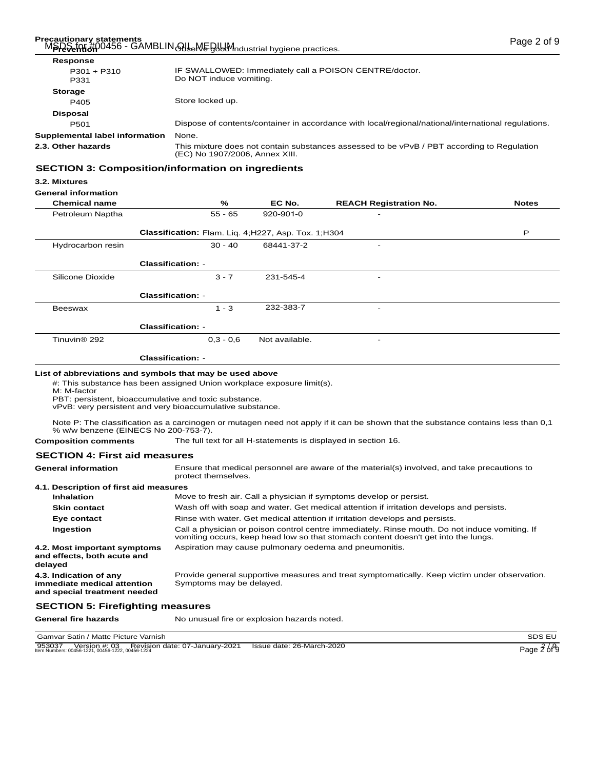**Precautionary statements**

| | |
|---|---|
| **Prevention** | Observe good industrial hygiene practices. |
| **Response** | |
| P301 + P310 | IF SWALLOWED: Immediately call a POISON CENTRE/doctor. |
| P331 | Do NOT induce vomiting. |
| **Storage** | |
| P405 | Store locked up. |
| **Disposal** | |
| P501 | Dispose of contents/container in accordance with local/regional/national/international regulations. |
| **Supplemental label information** | None. |
| **2.3. Other hazards** | This mixture does not contain substances assessed to be vPvB / PBT according to Regulation (EC) No 1907/2006, Annex XIII. |

## SECTION 3: Composition/information on ingredients

**3.2. Mixtures**

**General information**

| Chemical name | % | EC No. | REACH Registration No. | Notes |
|---|---|---|---|---|
| Petroleum Naptha | 55 - 65 | 920-901-0 | - | |
| **Classification:** Flam. Liq. 4;H227, Asp. Tox. 1;H304 | | | | P |
| Hydrocarbon resin | 30 - 40 | 68441-37-2 | - | |
| **Classification:** - | | | | |
| Silicone Dioxide | 3 - 7 | 231-545-4 | - | |
| **Classification:** - | | | | |
| Beeswax | 1 - 3 | 232-383-7 | - | |
| **Classification:** - | | | | |
| Tinuvin® 292 | 0,3 - 0,6 | Not available. | - | |
| **Classification:** - | | | | |

**List of abbreviations and symbols that may be used above**

#: This substance has been assigned Union workplace exposure limit(s).
M: M-factor
PBT: persistent, bioaccumulative and toxic substance.
vPvB: very persistent and very bioaccumulative substance.

Note P: The classification as a carcinogen or mutagen need not apply if it can be shown that the substance contains less than 0,1 % w/w benzene (EINECS No 200-753-7).

**Composition comments** The full text for all H-statements is displayed in section 16.

## SECTION 4: First aid measures

**General information** Ensure that medical personnel are aware of the material(s) involved, and take precautions to protect themselves.

**4.1. Description of first aid measures**

| | |
|---|---|
| **Inhalation** | Move to fresh air. Call a physician if symptoms develop or persist. |
| **Skin contact** | Wash off with soap and water. Get medical attention if irritation develops and persists. |
| **Eye contact** | Rinse with water. Get medical attention if irritation develops and persists. |
| **Ingestion** | Call a physician or poison control centre immediately. Rinse mouth. Do not induce vomiting. If vomiting occurs, keep head low so that stomach content doesn't get into the lungs. |
| **4.2. Most important symptoms and effects, both acute and delayed** | Aspiration may cause pulmonary oedema and pneumonitis. |
| **4.3. Indication of any immediate medical attention and special treatment needed** | Provide general supportive measures and treat symptomatically. Keep victim under observation. Symptoms may be delayed. |

## SECTION 5: Firefighting measures

**General fire hazards** No unusual fire or explosion hazards noted.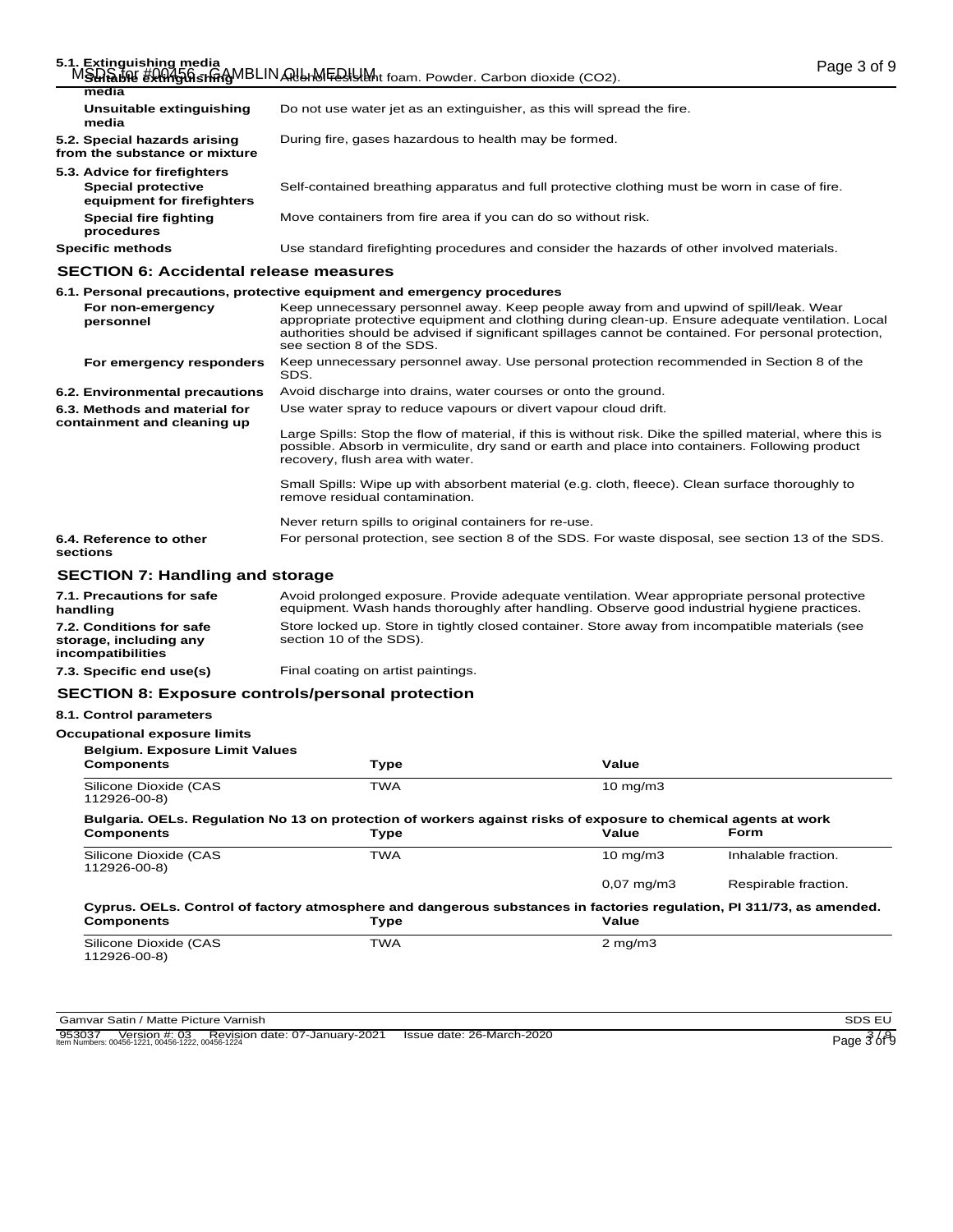**5.1. Extinguishing media**

| | |
|---|---|
| **Suitable extinguishing media** | Alcohol resistant foam. Powder. Carbon dioxide ($CO_2$). |
| **Unsuitable extinguishing media** | Do not use water jet as an extinguisher, as this will spread the fire. |
| **5.2. Special hazards arising from the substance or mixture** | During fire, gases hazardous to health may be formed. |
| **5.3. Advice for firefighters** | |
| **Special protective equipment for firefighters** | Self-contained breathing apparatus and full protective clothing must be worn in case of fire. |
| **Special fire fighting procedures** | Move containers from fire area if you can do so without risk. |
| **Specific methods** | Use standard firefighting procedures and consider the hazards of other involved materials. |

## SECTION 6: Accidental release measures

**6.1. Personal precautions, protective equipment and emergency procedures**

| | |
|---|---|
| **For non-emergency personnel** | Keep unnecessary personnel away. Keep people away from and upwind of spill/leak. Wear appropriate protective equipment and clothing during clean-up. Ensure adequate ventilation. Local authorities should be advised if significant spillages cannot be contained. For personal protection, see section 8 of the SDS. |
| **For emergency responders** | Keep unnecessary personnel away. Use personal protection recommended in Section 8 of the SDS. |
| **6.2. Environmental precautions** | Avoid discharge into drains, water courses or onto the ground. |
| **6.3. Methods and material for containment and cleaning up** | Use water spray to reduce vapours or divert vapour cloud drift.<br><br>Large Spills: Stop the flow of material, if this is without risk. Dike the spilled material, where this is possible. Absorb in vermiculite, dry sand or earth and place into containers. Following product recovery, flush area with water.<br><br>Small Spills: Wipe up with absorbent material (e.g. cloth, fleece). Clean surface thoroughly to remove residual contamination.<br><br>Never return spills to original containers for re-use. |
| **6.4. Reference to other sections** | For personal protection, see section 8 of the SDS. For waste disposal, see section 13 of the SDS. |

## SECTION 7: Handling and storage

| | |
|---|---|
| **7.1. Precautions for safe handling** | Avoid prolonged exposure. Provide adequate ventilation. Wear appropriate personal protective equipment. Wash hands thoroughly after handling. Observe good industrial hygiene practices. |
| **7.2. Conditions for safe storage, including any incompatibilities** | Store locked up. Store in tightly closed container. Store away from incompatible materials (see section 10 of the SDS). |
| **7.3. Specific end use(s)** | Final coating on artist paintings. |

## SECTION 8: Exposure controls/personal protection

**8.1. Control parameters**

**Occupational exposure limits**

**Belgium. Exposure Limit Values**

| Components | Type | Value |
|---|---|---|
| Silicone Dioxide (CAS 112926-00-8) | TWA | 10 mg/m3 |

**Bulgaria. OELs. Regulation No 13 on protection of workers against risks of exposure to chemical agents at work**

| Components | Type | Value | Form |
|---|---|---|---|
| Silicone Dioxide (CAS 112926-00-8) | TWA | 10 mg/m3 | Inhalable fraction. |
| | | 0,07 mg/m3 | Respirable fraction. |

**Cyprus. OELs. Control of factory atmosphere and dangerous substances in factories regulation, PI 311/73, as amended.**

| Components | Type | Value |
|---|---|---|
| Silicone Dioxide (CAS 112926-00-8) | TWA | 2 mg/m3 |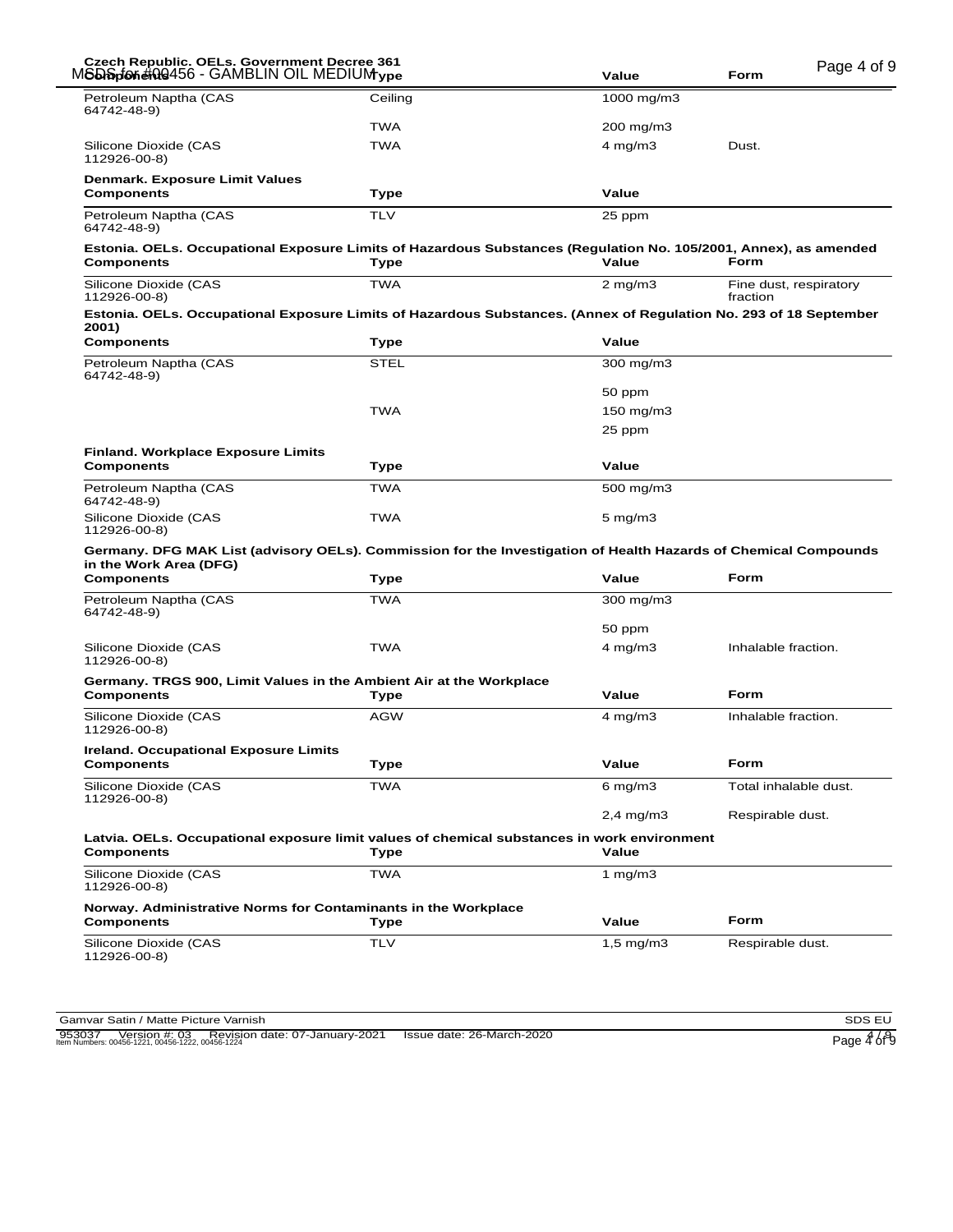**Czech Republic. OELs. Government Decree 361**

| Components | Type | Value | Form |
|---|---|---|---|
| Petroleum Naptha (CAS 64742-48-9) | Ceiling | 1000 mg/m3 | |
| | TWA | 200 mg/m3 | |
| Silicone Dioxide (CAS 112926-00-8) | TWA | 4 mg/m3 | Dust. |

**Denmark. Exposure Limit Values**

| Components | Type | Value |
|---|---|---|
| Petroleum Naptha (CAS 64742-48-9) | TLV | 25 ppm |

**Estonia. OELs. Occupational Exposure Limits of Hazardous Substances (Regulation No. 105/2001, Annex), as amended**

| Components | Type | Value | Form |
|---|---|---|---|
| Silicone Dioxide (CAS 112926-00-8) | TWA | 2 mg/m3 | Fine dust, respiratory fraction |

**Estonia. OELs. Occupational Exposure Limits of Hazardous Substances. (Annex of Regulation No. 293 of 18 September 2001)**

| Components | Type | Value |
|---|---|---|
| Petroleum Naptha (CAS 64742-48-9) | STEL | 300 mg/m3 |
| | | 50 ppm |
| | TWA | 150 mg/m3 |
| | | 25 ppm |

**Finland. Workplace Exposure Limits**

| Components | Type | Value |
|---|---|---|
| Petroleum Naptha (CAS 64742-48-9) | TWA | 500 mg/m3 |
| Silicone Dioxide (CAS 112926-00-8) | TWA | 5 mg/m3 |

**Germany. DFG MAK List (advisory OELs). Commission for the Investigation of Health Hazards of Chemical Compounds in the Work Area (DFG)**

| Components | Type | Value | Form |
|---|---|---|---|
| Petroleum Naptha (CAS 64742-48-9) | TWA | 300 mg/m3 | |
| | | 50 ppm | |
| Silicone Dioxide (CAS 112926-00-8) | TWA | 4 mg/m3 | Inhalable fraction. |

**Germany. TRGS 900, Limit Values in the Ambient Air at the Workplace**

| Components | Type | Value | Form |
|---|---|---|---|
| Silicone Dioxide (CAS 112926-00-8) | AGW | 4 mg/m3 | Inhalable fraction. |

**Ireland. Occupational Exposure Limits**

| Components | Type | Value | Form |
|---|---|---|---|
| Silicone Dioxide (CAS 112926-00-8) | TWA | 6 mg/m3 | Total inhalable dust. |
| | | 2,4 mg/m3 | Respirable dust. |

**Latvia. OELs. Occupational exposure limit values of chemical substances in work environment**

| Components | Type | Value |
|---|---|---|
| Silicone Dioxide (CAS 112926-00-8) | TWA | 1 mg/m3 |

**Norway. Administrative Norms for Contaminants in the Workplace**

| Components | Type | Value | Form |
|---|---|---|---|
| Silicone Dioxide (CAS 112926-00-8) | TLV | 1,5 mg/m3 | Respirable dust. |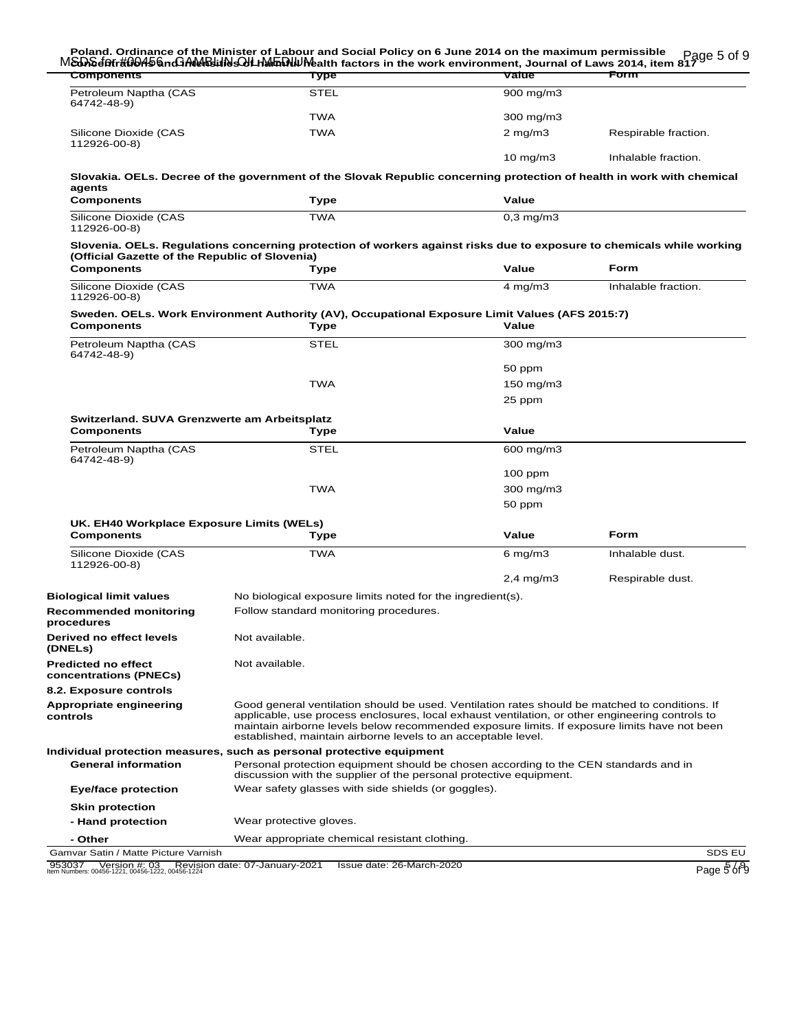**Poland. Ordinance of the Minister of Labour and Social Policy on 6 June 2014 on the maximum permissible concentrations and intensities of harmful health factors in the work environment, Journal of Laws 2014, item 817**

| Components | Type | Value | Form |
|---|---|---|---|
| Petroleum Naptha (CAS 64742-48-9) | STEL | 900 mg/m3 | |
| | TWA | 300 mg/m3 | |
| Silicone Dioxide (CAS 112926-00-8) | TWA | 2 mg/m3 | Respirable fraction. |
| | | 10 mg/m3 | Inhalable fraction. |

**Slovakia. OELs. Decree of the government of the Slovak Republic concerning protection of health in work with chemical agents**

| Components | Type | Value |
|---|---|---|
| Silicone Dioxide (CAS 112926-00-8) | TWA | 0,3 mg/m3 |

**Slovenia. OELs. Regulations concerning protection of workers against risks due to exposure to chemicals while working (Official Gazette of the Republic of Slovenia)**

| Components | Type | Value | Form |
|---|---|---|---|
| Silicone Dioxide (CAS 112926-00-8) | TWA | 4 mg/m3 | Inhalable fraction. |

**Sweden. OELs. Work Environment Authority (AV), Occupational Exposure Limit Values (AFS 2015:7)**

| Components | Type | Value |
|---|---|---|
| Petroleum Naptha (CAS 64742-48-9) | STEL | 300 mg/m3 |
| | | 50 ppm |
| | TWA | 150 mg/m3 |
| | | 25 ppm |

**Switzerland. SUVA Grenzwerte am Arbeitsplatz**

| Components | Type | Value |
|---|---|---|
| Petroleum Naptha (CAS 64742-48-9) | STEL | 600 mg/m3 |
| | | 100 ppm |
| | TWA | 300 mg/m3 |
| | | 50 ppm |

**UK. EH40 Workplace Exposure Limits (WELs)**

| Components | Type | Value | Form |
|---|---|---|---|
| Silicone Dioxide (CAS 112926-00-8) | TWA | 6 mg/m3 | Inhalable dust. |
| | | 2,4 mg/m3 | Respirable dust. |

**Biological limit values** No biological exposure limits noted for the ingredient(s).

**Recommended monitoring procedures** Follow standard monitoring procedures.

**Derived no effect levels (DNELs)** Not available.

**Predicted no effect concentrations (PNECs)** Not available.

**8.2. Exposure controls**

**Appropriate engineering controls** Good general ventilation should be used. Ventilation rates should be matched to conditions. If applicable, use process enclosures, local exhaust ventilation, or other engineering controls to maintain airborne levels below recommended exposure limits. If exposure limits have not been established, maintain airborne levels to an acceptable level.

**Individual protection measures, such as personal protective equipment**

**General information** Personal protection equipment should be chosen according to the CEN standards and in discussion with the supplier of the personal protective equipment.

**Eye/face protection** Wear safety glasses with side shields (or goggles).

**Skin protection**

**- Hand protection** Wear protective gloves.

**- Other** Wear appropriate chemical resistant clothing.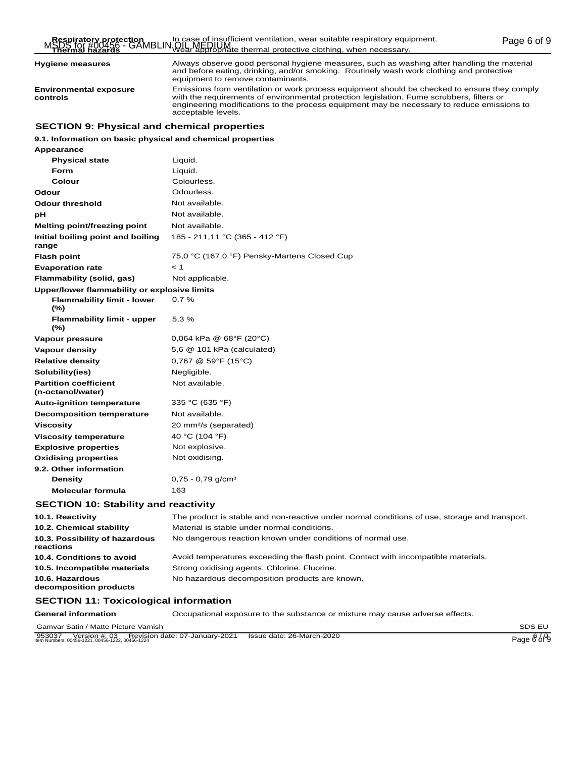| | |
|---|---|
| **Respiratory protection** | In case of insufficient ventilation, wear suitable respiratory equipment. |
| **Thermal hazards** | Wear appropriate thermal protective clothing, when necessary. |
| **Hygiene measures** | Always observe good personal hygiene measures, such as washing after handling the material and before eating, drinking, and/or smoking. Routinely wash work clothing and protective equipment to remove contaminants. |
| **Environmental exposure controls** | Emissions from ventilation or work process equipment should be checked to ensure they comply with the requirements of environmental protection legislation. Fume scrubbers, filters or engineering modifications to the process equipment may be necessary to reduce emissions to acceptable levels. |

## SECTION 9: Physical and chemical properties

### 9.1. Information on basic physical and chemical properties

| | |
|---|---|
| **Appearance** | |
| **Physical state** | Liquid. |
| **Form** | Liquid. |
| **Colour** | Colourless. |
| **Odour** | Odourless. |
| **Odour threshold** | Not available. |
| **pH** | Not available. |
| **Melting point/freezing point** | Not available. |
| **Initial boiling point and boiling range** | 185 - 211,11 °C (365 - 412 °F) |
| **Flash point** | 75,0 °C (167,0 °F) Pensky-Martens Closed Cup |
| **Evaporation rate** | < 1 |
| **Flammability (solid, gas)** | Not applicable. |
| **Upper/lower flammability or explosive limits** | |
| **Flammability limit - lower (%)** | 0,7 % |
| **Flammability limit - upper (%)** | 5,3 % |
| **Vapour pressure** | 0,064 kPa @ 68°F (20°C) |
| **Vapour density** | 5,6 @ 101 kPa (calculated) |
| **Relative density** | 0,767 @ 59°F (15°C) |
| **Solubility(ies)** | Negligible. |
| **Partition coefficient (n-octanol/water)** | Not available. |
| **Auto-ignition temperature** | 335 °C (635 °F) |
| **Decomposition temperature** | Not available. |
| **Viscosity** | 20 $mm^2/s$ (separated) |
| **Viscosity temperature** | 40 °C (104 °F) |
| **Explosive properties** | Not explosive. |
| **Oxidising properties** | Not oxidising. |
| **9.2. Other information** | |
| **Density** | 0,75 - 0,79 $g/cm^3$ |
| **Molecular formula** | 163 |

## SECTION 10: Stability and reactivity

| | |
|---|---|
| **10.1. Reactivity** | The product is stable and non-reactive under normal conditions of use, storage and transport. |
| **10.2. Chemical stability** | Material is stable under normal conditions. |
| **10.3. Possibility of hazardous reactions** | No dangerous reaction known under conditions of normal use. |
| **10.4. Conditions to avoid** | Avoid temperatures exceeding the flash point. Contact with incompatible materials. |
| **10.5. Incompatible materials** | Strong oxidising agents. Chlorine. Fluorine. |
| **10.6. Hazardous decomposition products** | No hazardous decomposition products are known. |

## SECTION 11: Toxicological information

| | |
|---|---|
| **General information** | Occupational exposure to the substance or mixture may cause adverse effects. |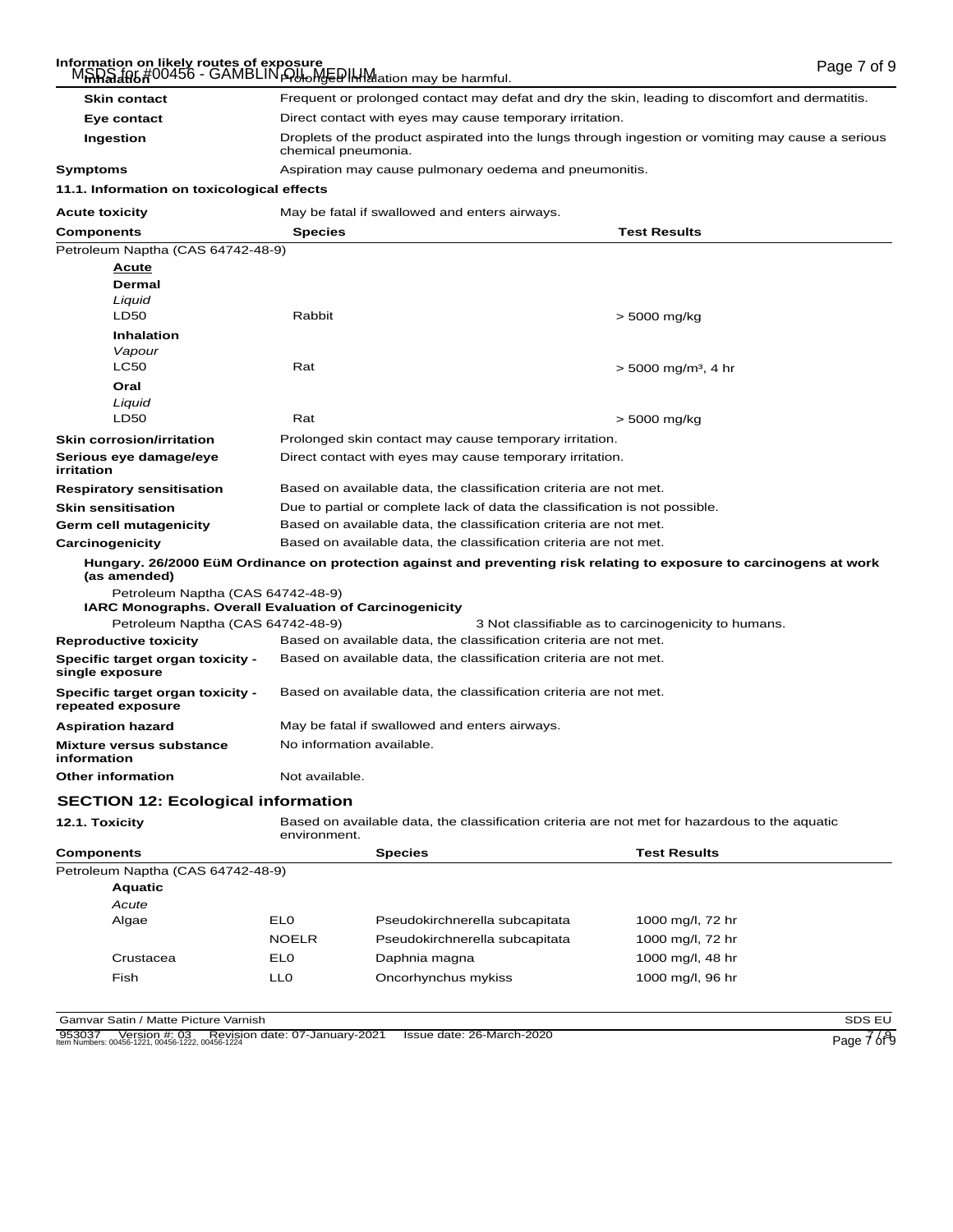**Information on likely routes of exposure**

| | |
|---|---|
| **Inhalation** | Prolonged inhalation may be harmful. |
| **Skin contact** | Frequent or prolonged contact may defat and dry the skin, leading to discomfort and dermatitis. |
| **Eye contact** | Direct contact with eyes may cause temporary irritation. |
| **Ingestion** | Droplets of the product aspirated into the lungs through ingestion or vomiting may cause a serious chemical pneumonia. |
| **Symptoms** | Aspiration may cause pulmonary oedema and pneumonitis. |

**11.1. Information on toxicological effects**

**Acute toxicity** May be fatal if swallowed and enters airways.

| Components | Species | Test Results |
|---|---|---|
| Petroleum Naptha (CAS 64742-48-9) | | |
| ***Acute*** | | |
| **Dermal** | | |
| *Liquid* | | |
| LD50 | Rabbit | > 5000 mg/kg |
| **Inhalation** | | |
| *Vapour* | | |
| LC50 | Rat | > 5000 mg/m³, 4 hr |
| **Oral** | | |
| *Liquid* | | |
| LD50 | Rat | > 5000 mg/kg |

| | |
|---|---|
| **Skin corrosion/irritation** | Prolonged skin contact may cause temporary irritation. |
| **Serious eye damage/eye irritation** | Direct contact with eyes may cause temporary irritation. |
| **Respiratory sensitisation** | Based on available data, the classification criteria are not met. |
| **Skin sensitisation** | Due to partial or complete lack of data the classification is not possible. |
| **Germ cell mutagenicity** | Based on available data, the classification criteria are not met. |
| **Carcinogenicity** | Based on available data, the classification criteria are not met. |

**Hungary. 26/2000 EüM Ordinance on protection against and preventing risk relating to exposure to carcinogens at work (as amended)**

Petroleum Naptha (CAS 64742-48-9)

**IARC Monographs. Overall Evaluation of Carcinogenicity**

Petroleum Naptha (CAS 64742-48-9) — 3 Not classifiable as to carcinogenicity to humans.

| | |
|---|---|
| **Reproductive toxicity** | Based on available data, the classification criteria are not met. |
| **Specific target organ toxicity - single exposure** | Based on available data, the classification criteria are not met. |
| **Specific target organ toxicity - repeated exposure** | Based on available data, the classification criteria are not met. |
| **Aspiration hazard** | May be fatal if swallowed and enters airways. |
| **Mixture versus substance information** | No information available. |
| **Other information** | Not available. |

## SECTION 12: Ecological information

**12.1. Toxicity** Based on available data, the classification criteria are not met for hazardous to the aquatic environment.

| Components | | Species | Test Results |
|---|---|---|---|
| Petroleum Naptha (CAS 64742-48-9) | | | |
| **Aquatic** | | | |
| *Acute* | | | |
| Algae | EL0 | Pseudokirchnerella subcapitata | 1000 mg/l, 72 hr |
| | NOELR | Pseudokirchnerella subcapitata | 1000 mg/l, 72 hr |
| Crustacea | EL0 | Daphnia magna | 1000 mg/l, 48 hr |
| Fish | LL0 | Oncorhynchus mykiss | 1000 mg/l, 96 hr |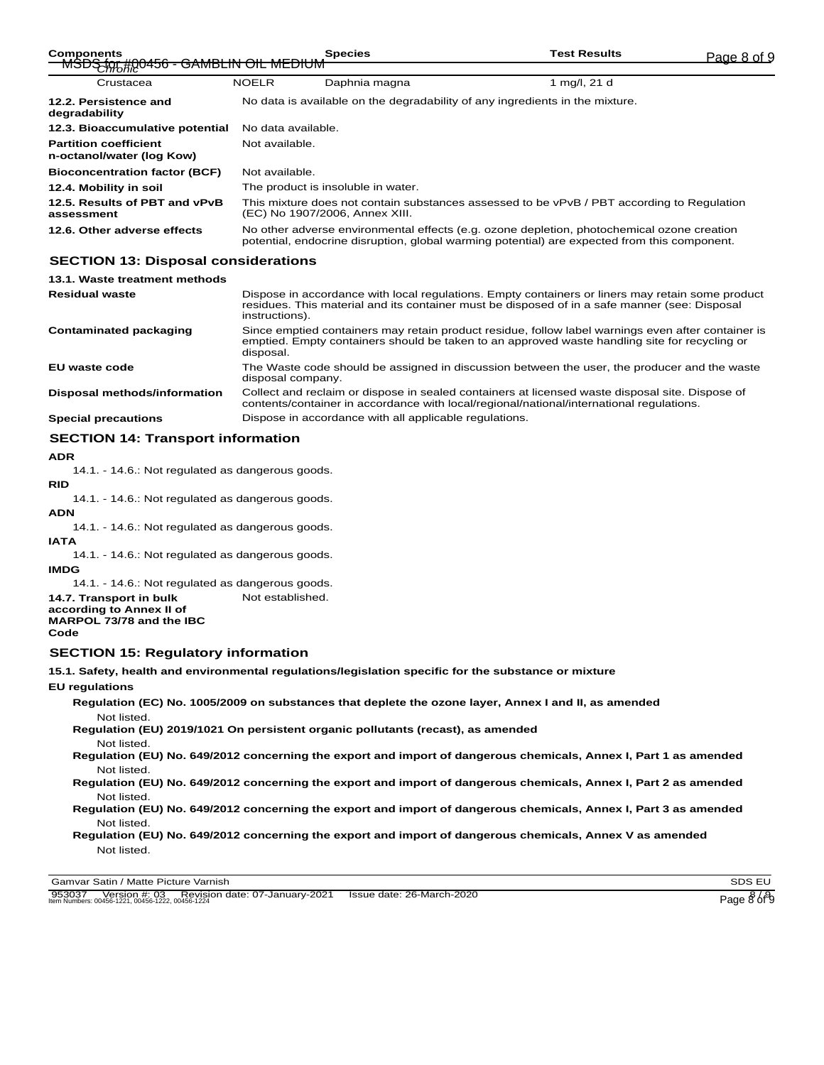| Components | | Species | Test Results |
|---|---|---|---|
| *Chronic* | | | |
| Crustacea | NOELR | Daphnia magna | 1 mg/l, 21 d |

| | |
|---|---|
| **12.2. Persistence and degradability** | No data is available on the degradability of any ingredients in the mixture. |
| **12.3. Bioaccumulative potential** | No data available. |
| **Partition coefficient n-octanol/water (log Kow)** | Not available. |
| **Bioconcentration factor (BCF)** | Not available. |
| **12.4. Mobility in soil** | The product is insoluble in water. |
| **12.5. Results of PBT and vPvB assessment** | This mixture does not contain substances assessed to be vPvB / PBT according to Regulation (EC) No 1907/2006, Annex XIII. |
| **12.6. Other adverse effects** | No other adverse environmental effects (e.g. ozone depletion, photochemical ozone creation potential, endocrine disruption, global warming potential) are expected from this component. |

## SECTION 13: Disposal considerations

**13.1. Waste treatment methods**

| | |
|---|---|
| **Residual waste** | Dispose in accordance with local regulations. Empty containers or liners may retain some product residues. This material and its container must be disposed of in a safe manner (see: Disposal instructions). |
| **Contaminated packaging** | Since emptied containers may retain product residue, follow label warnings even after container is emptied. Empty containers should be taken to an approved waste handling site for recycling or disposal. |
| **EU waste code** | The Waste code should be assigned in discussion between the user, the producer and the waste disposal company. |
| **Disposal methods/information** | Collect and reclaim or dispose in sealed containers at licensed waste disposal site. Dispose of contents/container in accordance with local/regional/national/international regulations. |
| **Special precautions** | Dispose in accordance with all applicable regulations. |

## SECTION 14: Transport information

**ADR**

14.1. - 14.6.: Not regulated as dangerous goods.

**RID**

14.1. - 14.6.: Not regulated as dangerous goods.

**ADN**

14.1. - 14.6.: Not regulated as dangerous goods.

**IATA**

14.1. - 14.6.: Not regulated as dangerous goods.

**IMDG**

14.1. - 14.6.: Not regulated as dangerous goods.

**14.7. Transport in bulk according to Annex II of MARPOL 73/78 and the IBC Code** Not established.

## SECTION 15: Regulatory information

**15.1. Safety, health and environmental regulations/legislation specific for the substance or mixture**

**EU regulations**

**Regulation (EC) No. 1005/2009 on substances that deplete the ozone layer, Annex I and II, as amended**

Not listed.

**Regulation (EU) 2019/1021 On persistent organic pollutants (recast), as amended**

Not listed.

**Regulation (EU) No. 649/2012 concerning the export and import of dangerous chemicals, Annex I, Part 1 as amended**

Not listed.

**Regulation (EU) No. 649/2012 concerning the export and import of dangerous chemicals, Annex I, Part 2 as amended**

Not listed.

**Regulation (EU) No. 649/2012 concerning the export and import of dangerous chemicals, Annex I, Part 3 as amended**

Not listed.

**Regulation (EU) No. 649/2012 concerning the export and import of dangerous chemicals, Annex V as amended**

Not listed.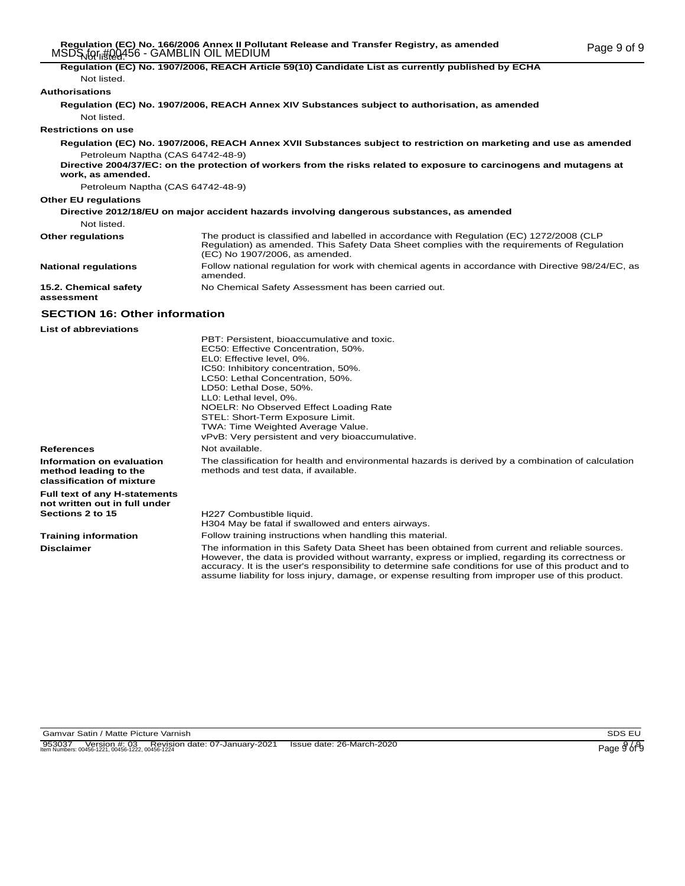**Regulation (EC) No. 166/2006 Annex II Pollutant Release and Transfer Registry, as amended**

Not listed.

**Regulation (EC) No. 1907/2006, REACH Article 59(10) Candidate List as currently published by ECHA**

Not listed.

**Authorisations**

**Regulation (EC) No. 1907/2006, REACH Annex XIV Substances subject to authorisation, as amended**

Not listed.

**Restrictions on use**

**Regulation (EC) No. 1907/2006, REACH Annex XVII Substances subject to restriction on marketing and use as amended**

Petroleum Naptha (CAS 64742-48-9)

**Directive 2004/37/EC: on the protection of workers from the risks related to exposure to carcinogens and mutagens at work, as amended.**

Petroleum Naptha (CAS 64742-48-9)

**Other EU regulations**

**Directive 2012/18/EU on major accident hazards involving dangerous substances, as amended**

Not listed.

**Other regulations** The product is classified and labelled in accordance with Regulation (EC) 1272/2008 (CLP Regulation) as amended. This Safety Data Sheet complies with the requirements of Regulation (EC) No 1907/2006, as amended.

**National regulations** Follow national regulation for work with chemical agents in accordance with Directive 98/24/EC, as amended.

**15.2. Chemical safety assessment** No Chemical Safety Assessment has been carried out.

## SECTION 16: Other information

**List of abbreviations**

PBT: Persistent, bioaccumulative and toxic.
EC50: Effective Concentration, 50%.
EL0: Effective level, 0%.
IC50: Inhibitory concentration, 50%.
LC50: Lethal Concentration, 50%.
LD50: Lethal Dose, 50%.
LL0: Lethal level, 0%.
NOELR: No Observed Effect Loading Rate
STEL: Short-Term Exposure Limit.
TWA: Time Weighted Average Value.
vPvB: Very persistent and very bioaccumulative.

**References** Not available.

**Information on evaluation method leading to the classification of mixture** The classification for health and environmental hazards is derived by a combination of calculation methods and test data, if available.

**Full text of any H-statements not written out in full under Sections 2 to 15**

H227 Combustible liquid.
H304 May be fatal if swallowed and enters airways.

**Training information** Follow training instructions when handling this material.

**Disclaimer** The information in this Safety Data Sheet has been obtained from current and reliable sources. However, the data is provided without warranty, express or implied, regarding its correctness or accuracy. It is the user's responsibility to determine safe conditions for use of this product and to assume liability for loss injury, damage, or expense resulting from improper use of this product.